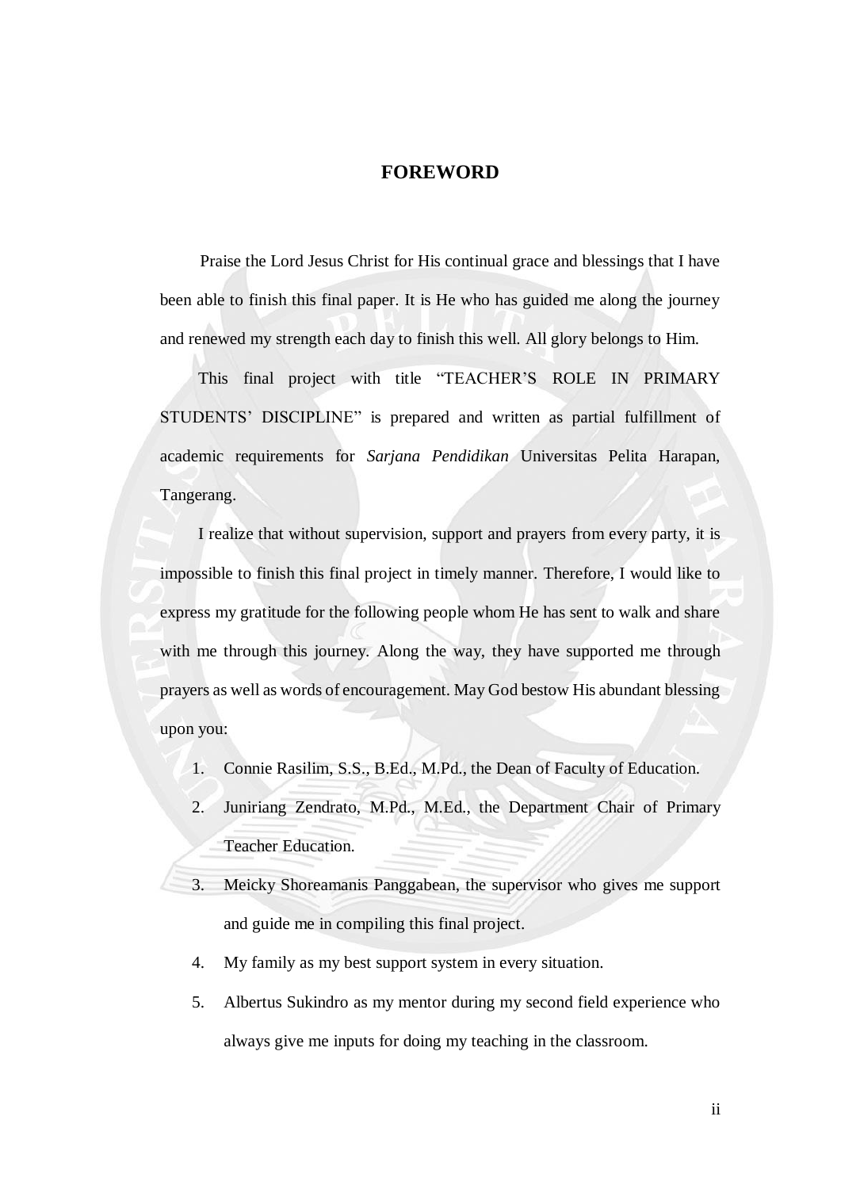# FOREWORD

Praise the Lord Jesus Christ for His continual grace and blessings that I have been able to finish this final paper. It is He who has guided me along the journey and renewed my strength each day to finish this well. All glory belongs to Him.

This final project with title "TEACHER'S ROLE IN PRIMARY STUDENTS' DISCIPLINE" is prepared and written as partial fulfillment of academic requirements for *Sarjana Pendidikan* Universitas Pelita Harapan, Tangerang.

I realize that without supervision, support and prayers from every party, it is impossible to finish this final project in timely manner. Therefore, I would like to express my gratitude for the following people whom He has sent to walk and share with me through this journey. Along the way, they have supported me through prayers as well as words of encouragement. May God bestow His abundant blessing upon you:

1. Connie Rasilim, S.S., B.Ed., M.Pd., the Dean of Faculty of Education.
2. Juniriang Zendrato, M.Pd., M.Ed., the Department Chair of Primary Teacher Education.
3. Meicky Shoreamanis Panggabean, the supervisor who gives me support and guide me in compiling this final project.
4. My family as my best support system in every situation.
5. Albertus Sukindro as my mentor during my second field experience who always give me inputs for doing my teaching in the classroom.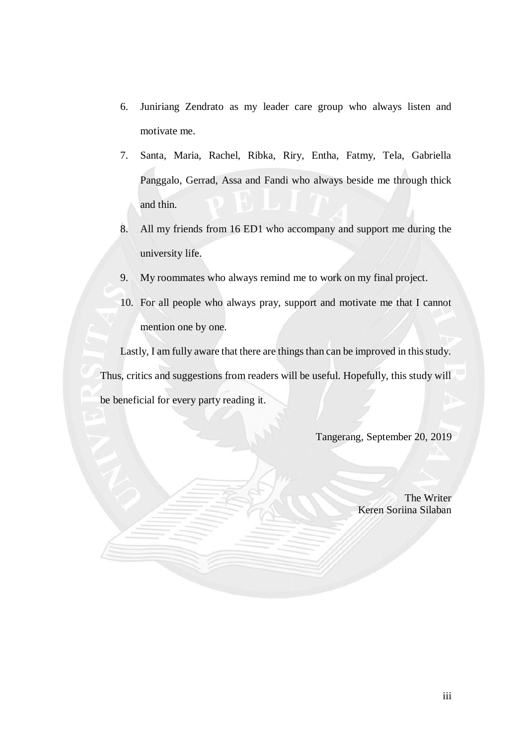6. Juniriang Zendrato as my leader care group who always listen and motivate me.
7. Santa, Maria, Rachel, Ribka, Riry, Entha, Fatmy, Tela, Gabriella Panggalo, Gerrad, Assa and Fandi who always beside me through thick and thin.
8. All my friends from 16 ED1 who accompany and support me during the university life.
9. My roommates who always remind me to work on my final project.
10. For all people who always pray, support and motivate me that I cannot mention one by one.

Lastly, I am fully aware that there are things than can be improved in this study. Thus, critics and suggestions from readers will be useful. Hopefully, this study will be beneficial for every party reading it.

Tangerang, September 20, 2019

The Writer
Keren Soriina Silaban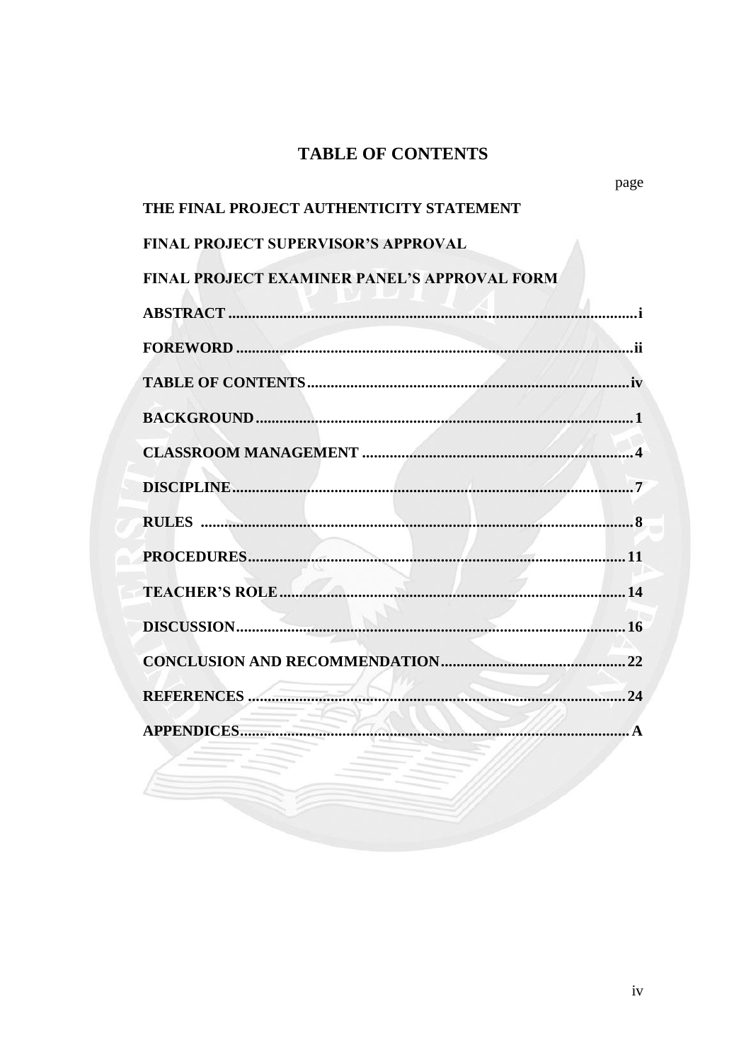# TABLE OF CONTENTS

| | page |
|---|---|
| THE FINAL PROJECT AUTHENTICITY STATEMENT | |
| FINAL PROJECT SUPERVISOR'S APPROVAL | |
| FINAL PROJECT EXAMINER PANEL'S APPROVAL FORM | |
| ABSTRACT | i |
| FOREWORD | ii |
| TABLE OF CONTENTS | iv |
| BACKGROUND | 1 |
| CLASSROOM MANAGEMENT | 4 |
| DISCIPLINE | 7 |
| RULES | 8 |
| PROCEDURES | 11 |
| TEACHER'S ROLE | 14 |
| DISCUSSION | 16 |
| CONCLUSION AND RECOMMENDATION | 22 |
| REFERENCES | 24 |
| APPENDICES | A |